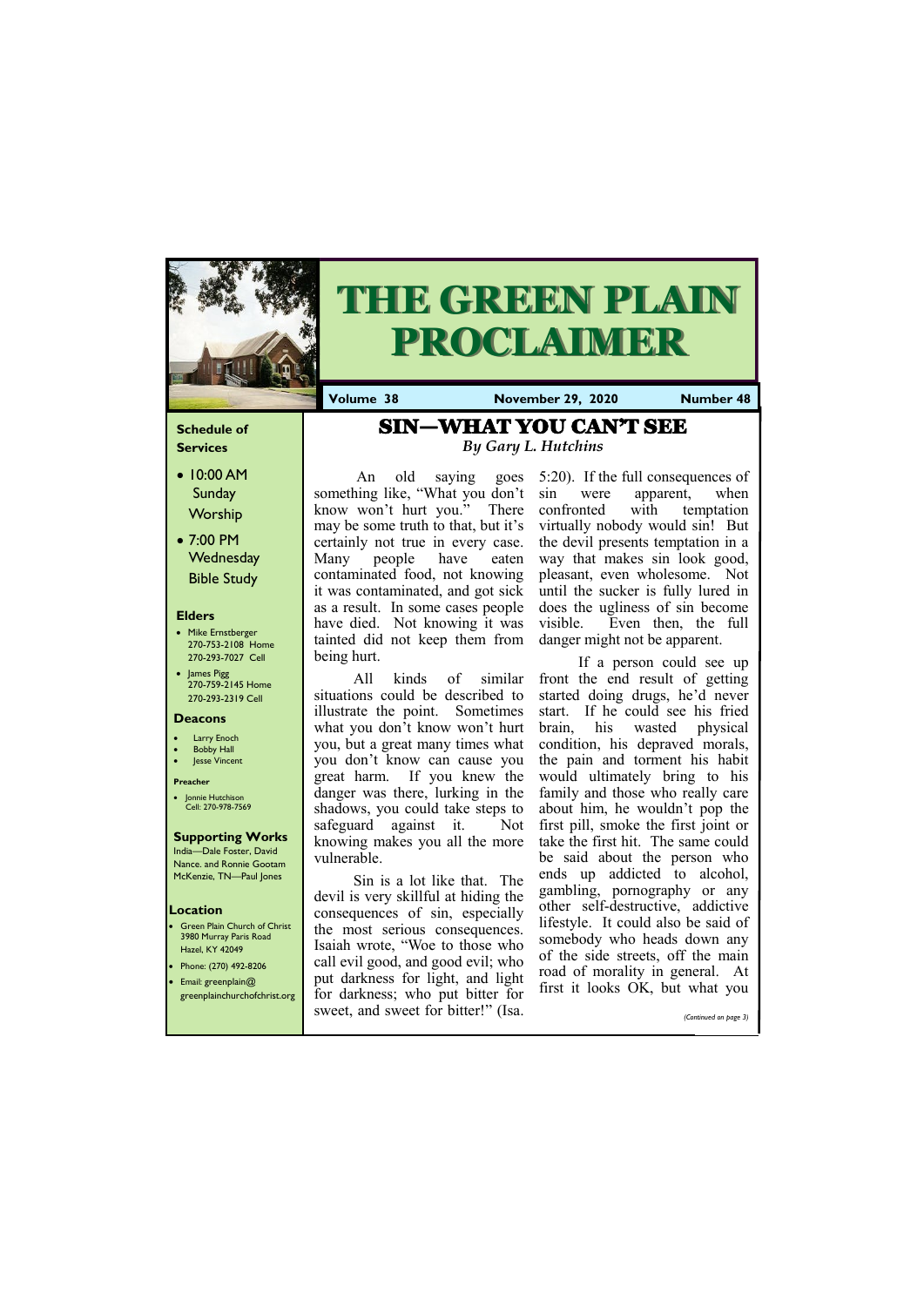# THE GREEN PLAIN PROCLAIMER

**Volume 38** | **November 29, 2020** | **Number 48**

### Schedule of Services

- 10:00 AM Sunday Worship
- 7:00 PM Wednesday Bible Study

### Elders

- Mike Ernstberger 270-753-2108 Home 270-293-7027 Cell
- James Pigg 270-759-2145 Home 270-293-2319 Cell

### Deacons

- Larry Enoch
- Bobby Hall
- Jesse Vincent

### Preacher

- Jonnie Hutchison Cell: 270-978-7569

### Supporting Works

India—Dale Foster, David Nance. and Ronnie Gootam McKenzie, TN—Paul Jones

### Location

- Green Plain Church of Christ 3980 Murray Paris Road Hazel, KY 42049
- Phone: (270) 492-8206
- Email: greenplain@greenplainchurchofchrist.org

## SIN—WHAT YOU CAN'T SEE

*By Gary L. Hutchins*

An old saying goes something like, "What you don't know won't hurt you." There may be some truth to that, but it's certainly not true in every case. Many people have eaten contaminated food, not knowing it was contaminated, and got sick as a result. In some cases people have died. Not knowing it was tainted did not keep them from being hurt.

All kinds of similar situations could be described to illustrate the point. Sometimes what you don't know won't hurt you, but a great many times what you don't know can cause you great harm. If you knew the danger was there, lurking in the shadows, you could take steps to safeguard against it. Not knowing makes you all the more vulnerable.

Sin is a lot like that. The devil is very skillful at hiding the consequences of sin, especially the most serious consequences. Isaiah wrote, "Woe to those who call evil good, and good evil; who put darkness for light, and light for darkness; who put bitter for sweet, and sweet for bitter!" (Isa. 5:20). If the full consequences of sin were apparent, when confronted with temptation virtually nobody would sin! But the devil presents temptation in a way that makes sin look good, pleasant, even wholesome. Not until the sucker is fully lured in does the ugliness of sin become visible. Even then, the full danger might not be apparent.

If a person could see up front the end result of getting started doing drugs, he'd never start. If he could see his fried brain, his wasted physical condition, his depraved morals, the pain and torment his habit would ultimately bring to his family and those who really care about him, he wouldn't pop the first pill, smoke the first joint or take the first hit. The same could be said about the person who ends up addicted to alcohol, gambling, pornography or any other self-destructive, addictive lifestyle. It could also be said of somebody who heads down any of the side streets, off the main road of morality in general. At first it looks OK, but what you

*(Continued on page 3)*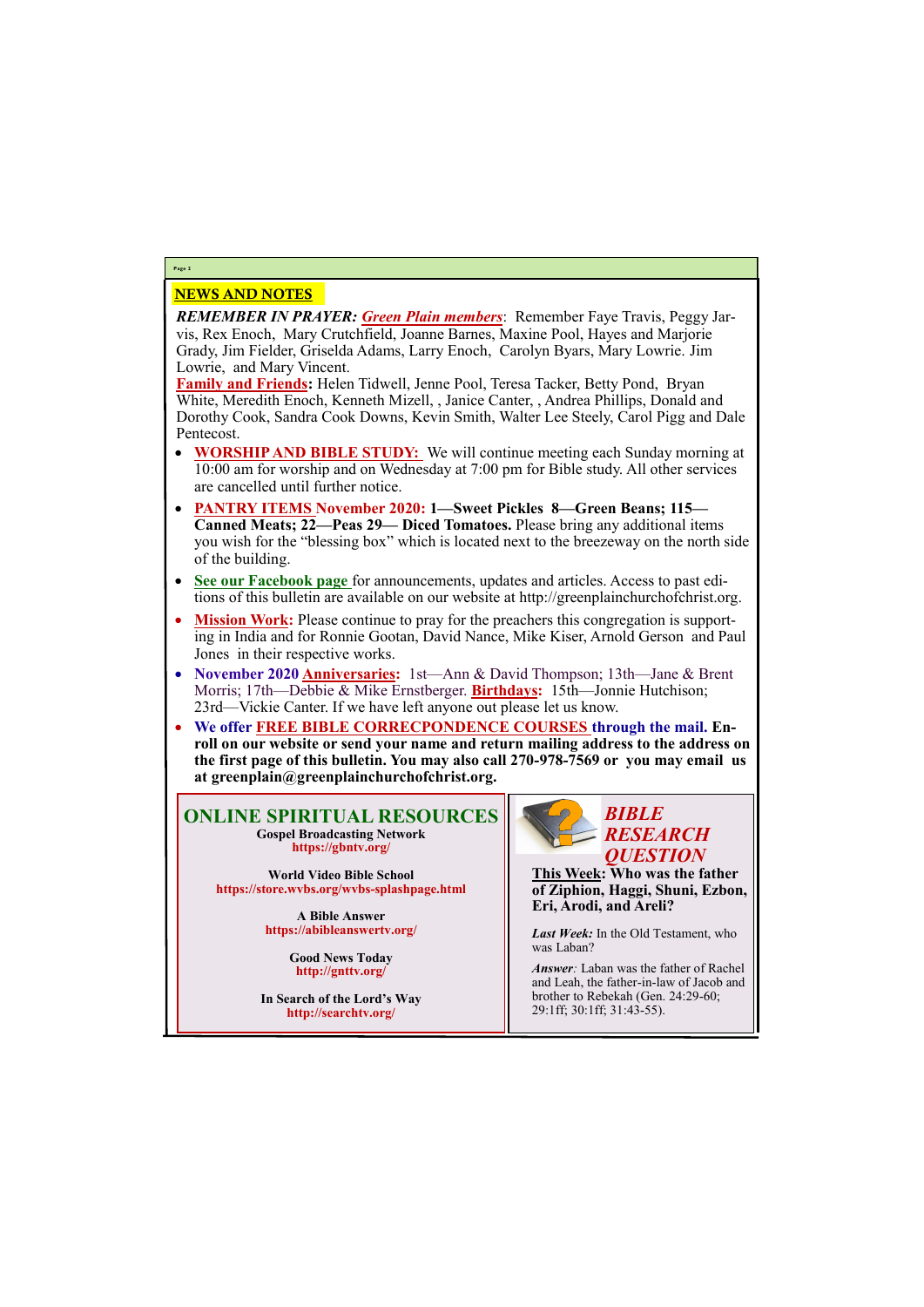## NEWS AND NOTES

***REMEMBER IN PRAYER:*** ***Green Plain members***: Remember Faye Travis, Peggy Jarvis, Rex Enoch, Mary Crutchfield, Joanne Barnes, Maxine Pool, Hayes and Marjorie Grady, Jim Fielder, Griselda Adams, Larry Enoch, Carolyn Byars, Mary Lowrie. Jim Lowrie, and Mary Vincent.

**Family and Friends:** Helen Tidwell, Jenne Pool, Teresa Tacker, Betty Pond, Bryan White, Meredith Enoch, Kenneth Mizell, , Janice Canter, , Andrea Phillips, Donald and Dorothy Cook, Sandra Cook Downs, Kevin Smith, Walter Lee Steely, Carol Pigg and Dale Pentecost.

- **WORSHIP AND BIBLE STUDY:** We will continue meeting each Sunday morning at 10:00 am for worship and on Wednesday at 7:00 pm for Bible study. All other services are cancelled until further notice.
- **PANTRY ITEMS November 2020:** **1—Sweet Pickles 8—Green Beans; 115—Canned Meats; 22—Peas 29— Diced Tomatoes.** Please bring any additional items you wish for the "blessing box" which is located next to the breezeway on the north side of the building.
- **See our Facebook page** for announcements, updates and articles. Access to past editions of this bulletin are available on our website at http://greenplainchurchofchrist.org.
- **Mission Work:** Please continue to pray for the preachers this congregation is supporting in India and for Ronnie Gootan, David Nance, Mike Kiser, Arnold Gerson and Paul Jones in their respective works.
- **November 2020 Anniversaries:** 1st—Ann & David Thompson; 13th—Jane & Brent Morris; 17th—Debbie & Mike Ernstberger. **Birthdays:** 15th—Jonnie Hutchison; 23rd—Vickie Canter. If we have left anyone out please let us know.
- **We offer FREE BIBLE CORRECPONDENCE COURSES through the mail. Enroll on our website or send your name and return mailing address to the address on the first page of this bulletin. You may also call 270-978-7569 or you may email us at greenplain@greenplainchurchofchrist.org.**

## ONLINE SPIRITUAL RESOURCES

**Gospel Broadcasting Network**
**https://gbntv.org/**

**World Video Bible School**
**https://store.wvbs.org/wvbs-splashpage.html**

**A Bible Answer**
**https://abibleanswertv.org/**

**Good News Today**
**http://gnttv.org/**

**In Search of the Lord's Way**
**http://searchtv.org/**

## *BIBLE RESEARCH QUESTION*

**This Week: Who was the father of Ziphion, Haggi, Shuni, Ezbon, Eri, Arodi, and Areli?**

***Last Week:*** In the Old Testament, who was Laban?

***Answer:*** Laban was the father of Rachel and Leah, the father-in-law of Jacob and brother to Rebekah (Gen. 24:29-60; 29:1ff; 30:1ff; 31:43-55).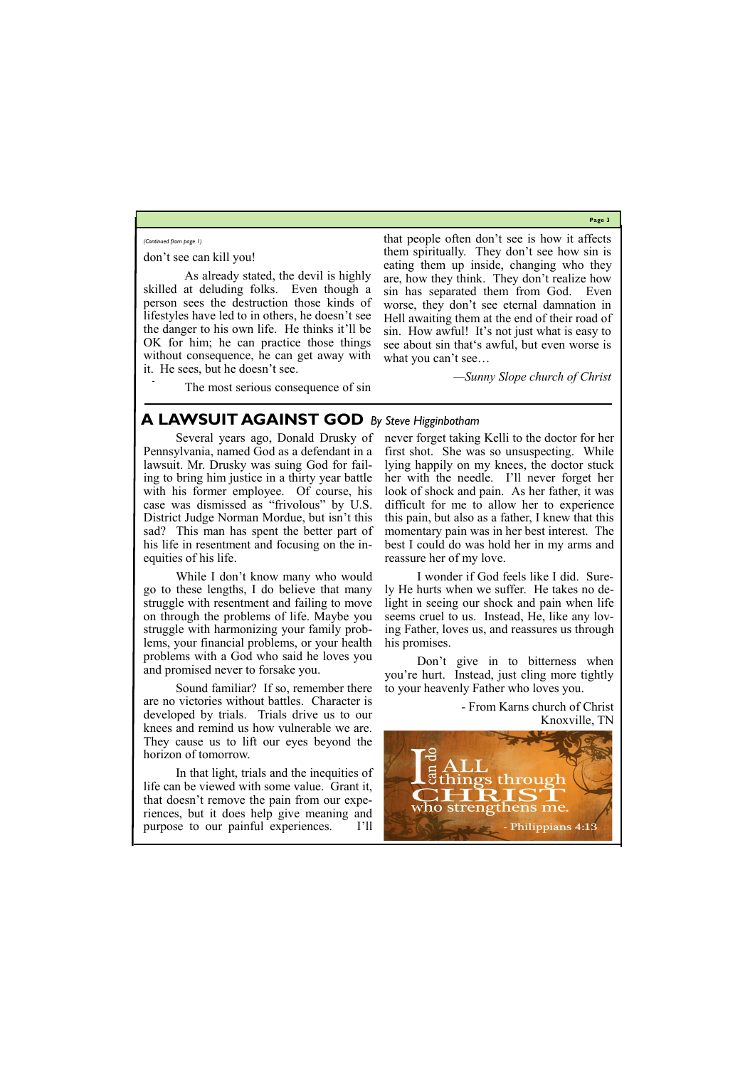*(Continued from page 1)*

don't see can kill you!

As already stated, the devil is highly skilled at deluding folks. Even though a person sees the destruction those kinds of lifestyles have led to in others, he doesn't see the danger to his own life. He thinks it'll be OK for him; he can practice those things without consequence, he can get away with it. He sees, but he doesn't see.

The most serious consequence of sin that people often don't see is how it affects them spiritually. They don't see how sin is eating them up inside, changing who they are, how they think. They don't realize how sin has separated them from God. Even worse, they don't see eternal damnation in Hell awaiting them at the end of their road of sin. How awful! It's not just what is easy to see about sin that's awful, but even worse is what you can't see…

*—Sunny Slope church of Christ*

## A LAWSUIT AGAINT GOD *By Steve Higginbotham*

Several years ago, Donald Drusky of Pennsylvania, named God as a defendant in a lawsuit. Mr. Drusky was suing God for failing to bring him justice in a thirty year battle with his former employee. Of course, his case was dismissed as "frivolous" by U.S. District Judge Norman Mordue, but isn't this sad? This man has spent the better part of his life in resentment and focusing on the inequities of his life.

While I don't know many who would go to these lengths, I do believe that many struggle with resentment and failing to move on through the problems of life. Maybe you struggle with harmonizing your family problems, your financial problems, or your health problems with a God who said he loves you and promised never to forsake you.

Sound familiar? If so, remember there are no victories without battles. Character is developed by trials. Trials drive us to our knees and remind us how vulnerable we are. They cause us to lift our eyes beyond the horizon of tomorrow.

In that light, trials and the inequities of life can be viewed with some value. Grant it, that doesn't remove the pain from our experiences, but it does help give meaning and purpose to our painful experiences. I'll never forget taking Kelli to the doctor for her first shot. She was so unsuspecting. While lying happily on my knees, the doctor stuck her with the needle. I'll never forget her look of shock and pain. As her father, it was difficult for me to allow her to experience this pain, but also as a father, I knew that this momentary pain was in her best interest. The best I could do was hold her in my arms and reassure her of my love.

I wonder if God feels like I did. Surely He hurts when we suffer. He takes no delight in seeing our shock and pain when life seems cruel to us. Instead, He, like any loving Father, loves us, and reassures us through his promises.

Don't give in to bitterness when you're hurt. Instead, just cling more tightly to your heavenly Father who loves you.

- From Karns church of Christ
Knoxville, TN

I can do ALL things through CHRIST who strengthens me.
- Philippians 4:13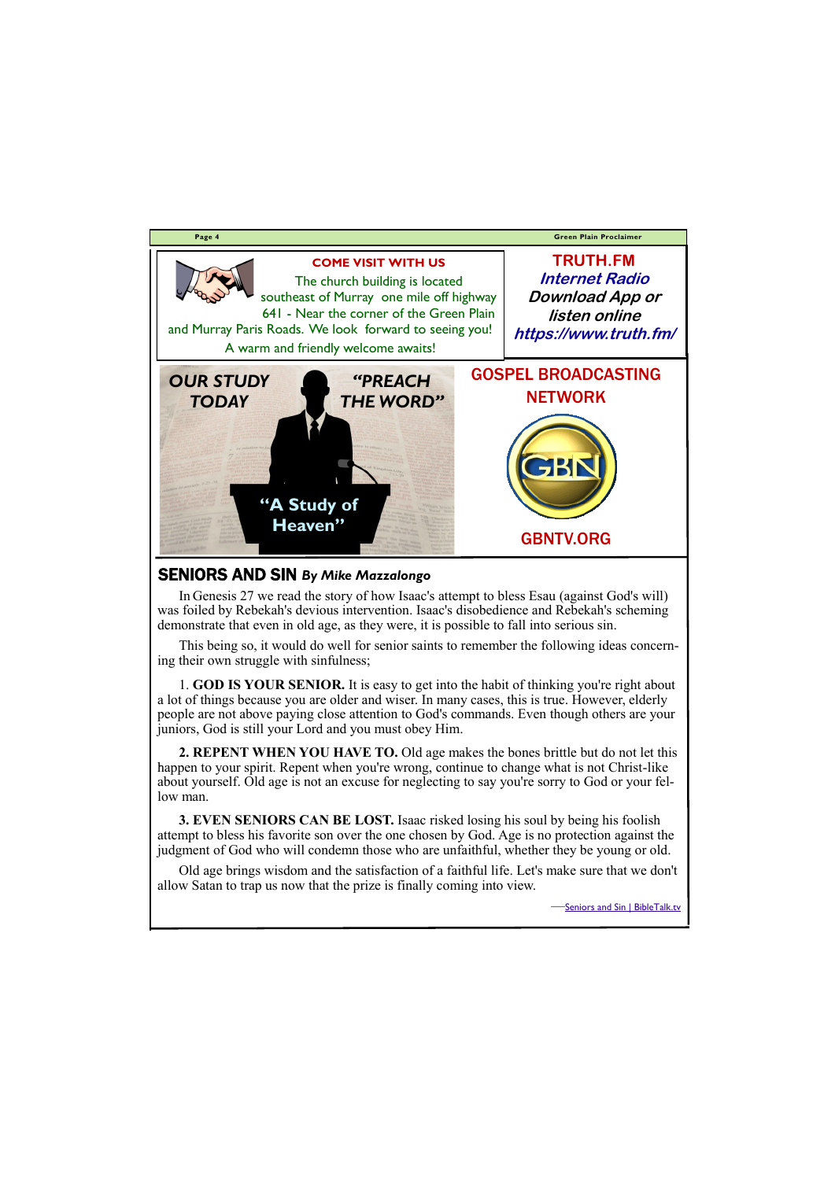## COME VISIT WITH US

The church building is located southeast of Murray one mile off highway 641 - Near the corner of the Green Plain and Murray Paris Roads. We look forward to seeing you! A warm and friendly welcome awaits!

## TRUTH.FM

*Internet Radio*

*Download App or listen online*

*https://www.truth.fm/*

**OUR STUDY TODAY**

**"PREACH THE WORD"**

**"A Study of Heaven"**

## GOSPEL BROADCASTING NETWORK

GBNTV.ORG

## SENIORS AND SIN *By Mike Mazzalongo*

In Genesis 27 we read the story of how Isaac's attempt to bless Esau (against God's will) was foiled by Rebekah's devious intervention. Isaac's disobedience and Rebekah's scheming demonstrate that even in old age, as they were, it is possible to fall into serious sin.

This being so, it would do well for senior saints to remember the following ideas concerning their own struggle with sinfulness;

1. **GOD IS YOUR SENIOR.** It is easy to get into the habit of thinking you're right about a lot of things because you are older and wiser. In many cases, this is true. However, elderly people are not above paying close attention to God's commands. Even though others are your juniors, God is still your Lord and you must obey Him.

2. **REPENT WHEN YOU HAVE TO.** Old age makes the bones brittle but do not let this happen to your spirit. Repent when you're wrong, continue to change what is not Christ-like about yourself. Old age is not an excuse for neglecting to say you're sorry to God or your fellow man.

3. **EVEN SENIORS CAN BE LOST.** Isaac risked losing his soul by being his foolish attempt to bless his favorite son over the one chosen by God. Age is no protection against the judgment of God who will condemn those who are unfaithful, whether they be young or old.

Old age brings wisdom and the satisfaction of a faithful life. Let's make sure that we don't allow Satan to trap us now that the prize is finally coming into view.

—Seniors and Sin | BibleTalk.tv